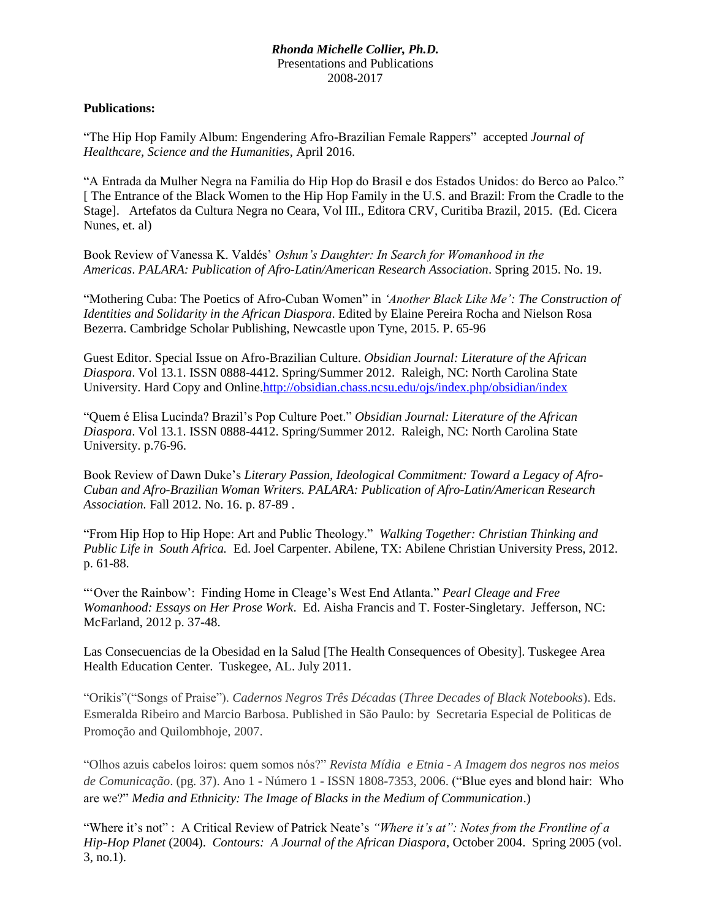***Rhonda Michelle Collier, Ph.D.***
Presentations and Publications
2008-2017

**Publications:**

"The Hip Hop Family Album: Engendering Afro-Brazilian Female Rappers" accepted *Journal of Healthcare, Science and the Humanities*, April 2016.

"A Entrada da Mulher Negra na Familia do Hip Hop do Brasil e dos Estados Unidos: do Berco ao Palco." [ The Entrance of the Black Women to the Hip Hop Family in the U.S. and Brazil: From the Cradle to the Stage]. Artefatos da Cultura Negra no Ceara, Vol III., Editora CRV, Curitiba Brazil, 2015. (Ed. Cicera Nunes, et. al)

Book Review of Vanessa K. Valdés' *Oshun's Daughter: In Search for Womanhood in the Americas*. *PALARA: Publication of Afro-Latin/American Research Association*. Spring 2015. No. 19.

"Mothering Cuba: The Poetics of Afro-Cuban Women" in *'Another Black Like Me': The Construction of Identities and Solidarity in the African Diaspora*. Edited by Elaine Pereira Rocha and Nielson Rosa Bezerra. Cambridge Scholar Publishing, Newcastle upon Tyne, 2015. P. 65-96

Guest Editor. Special Issue on Afro-Brazilian Culture. *Obsidian Journal: Literature of the African Diaspora*. Vol 13.1. ISSN 0888-4412. Spring/Summer 2012. Raleigh, NC: North Carolina State University. Hard Copy and Online.http://obsidian.chass.ncsu.edu/ojs/index.php/obsidian/index

"Quem é Elisa Lucinda? Brazil's Pop Culture Poet." *Obsidian Journal: Literature of the African Diaspora*. Vol 13.1. ISSN 0888-4412. Spring/Summer 2012. Raleigh, NC: North Carolina State University. p.76-96.

Book Review of Dawn Duke's *Literary Passion, Ideological Commitment: Toward a Legacy of Afro-Cuban and Afro-Brazilian Woman Writers. PALARA: Publication of Afro-Latin/American Research Association.* Fall 2012. No. 16. p. 87-89 .

"From Hip Hop to Hip Hope: Art and Public Theology." *Walking Together: Christian Thinking and Public Life in South Africa.* Ed. Joel Carpenter. Abilene, TX: Abilene Christian University Press, 2012. p. 61-88.

"'Over the Rainbow': Finding Home in Cleage's West End Atlanta." *Pearl Cleage and Free Womanhood: Essays on Her Prose Work*. Ed. Aisha Francis and T. Foster-Singletary. Jefferson, NC: McFarland, 2012 p. 37-48.

Las Consecuencias de la Obesidad en la Salud [The Health Consequences of Obesity]. Tuskegee Area Health Education Center. Tuskegee, AL. July 2011.

"Orikis"("Songs of Praise"). *Cadernos Negros Três Décadas* (*Three Decades of Black Notebooks*). Eds. Esmeralda Ribeiro and Marcio Barbosa. Published in São Paulo: by Secretaria Especial de Politicas de Promoção and Quilombhoje, 2007.

"Olhos azuis cabelos loiros: quem somos nós?" *Revista Mídia e Etnia - A Imagem dos negros nos meios de Comunicação*. (pg. 37). Ano 1 - Número 1 - ISSN 1808-7353, 2006. ("Blue eyes and blond hair: Who are we?" *Media and Ethnicity: The Image of Blacks in the Medium of Communication*.)

"Where it's not" : A Critical Review of Patrick Neate's *"Where it's at": Notes from the Frontline of a Hip-Hop Planet* (2004). *Contours: A Journal of the African Diaspora*, October 2004. Spring 2005 (vol. 3, no.1).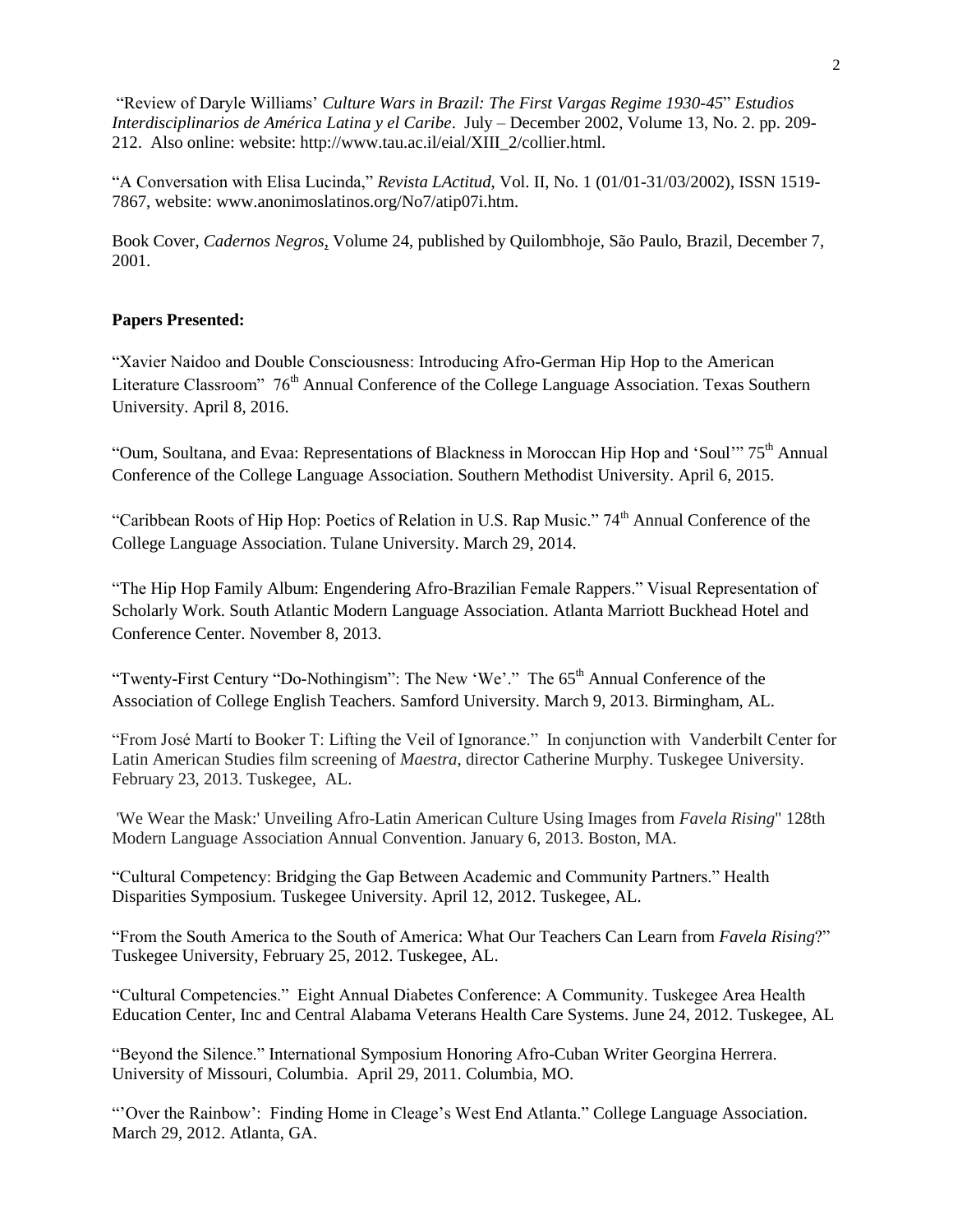"Review of Daryle Williams' *Culture Wars in Brazil: The First Vargas Regime 1930-45*" *Estudios Interdisciplinarios de América Latina y el Caribe*. July – December 2002, Volume 13, No. 2. pp. 209-212. Also online: website: http://www.tau.ac.il/eial/XIII_2/collier.html.

"A Conversation with Elisa Lucinda," *Revista LActitud*, Vol. II, No. 1 (01/01-31/03/2002), ISSN 1519-7867, website: www.anonimoslatinos.org/No7/atip07i.htm.

Book Cover, *Cadernos Negros*, Volume 24, published by Quilombhoje, São Paulo, Brazil, December 7, 2001.

**Papers Presented:**

"Xavier Naidoo and Double Consciousness: Introducing Afro-German Hip Hop to the American Literature Classroom" 76th Annual Conference of the College Language Association. Texas Southern University. April 8, 2016.

"Oum, Soultana, and Evaa: Representations of Blackness in Moroccan Hip Hop and 'Soul'" 75th Annual Conference of the College Language Association. Southern Methodist University. April 6, 2015.

"Caribbean Roots of Hip Hop: Poetics of Relation in U.S. Rap Music." 74th Annual Conference of the College Language Association. Tulane University. March 29, 2014.

"The Hip Hop Family Album: Engendering Afro-Brazilian Female Rappers." Visual Representation of Scholarly Work. South Atlantic Modern Language Association. Atlanta Marriott Buckhead Hotel and Conference Center. November 8, 2013.

"Twenty-First Century "Do-Nothingism": The New 'We'." The 65th Annual Conference of the Association of College English Teachers. Samford University. March 9, 2013. Birmingham, AL.

"From José Martí to Booker T: Lifting the Veil of Ignorance." In conjunction with Vanderbilt Center for Latin American Studies film screening of *Maestra*, director Catherine Murphy. Tuskegee University. February 23, 2013. Tuskegee, AL.

'We Wear the Mask:' Unveiling Afro-Latin American Culture Using Images from *Favela Rising*" 128th Modern Language Association Annual Convention. January 6, 2013. Boston, MA.

"Cultural Competency: Bridging the Gap Between Academic and Community Partners." Health Disparities Symposium. Tuskegee University. April 12, 2012. Tuskegee, AL.

"From the South America to the South of America: What Our Teachers Can Learn from *Favela Rising*?" Tuskegee University, February 25, 2012. Tuskegee, AL.

"Cultural Competencies." Eight Annual Diabetes Conference: A Community. Tuskegee Area Health Education Center, Inc and Central Alabama Veterans Health Care Systems. June 24, 2012. Tuskegee, AL

"Beyond the Silence." International Symposium Honoring Afro-Cuban Writer Georgina Herrera. University of Missouri, Columbia. April 29, 2011. Columbia, MO.

"'Over the Rainbow': Finding Home in Cleage's West End Atlanta." College Language Association. March 29, 2012. Atlanta, GA.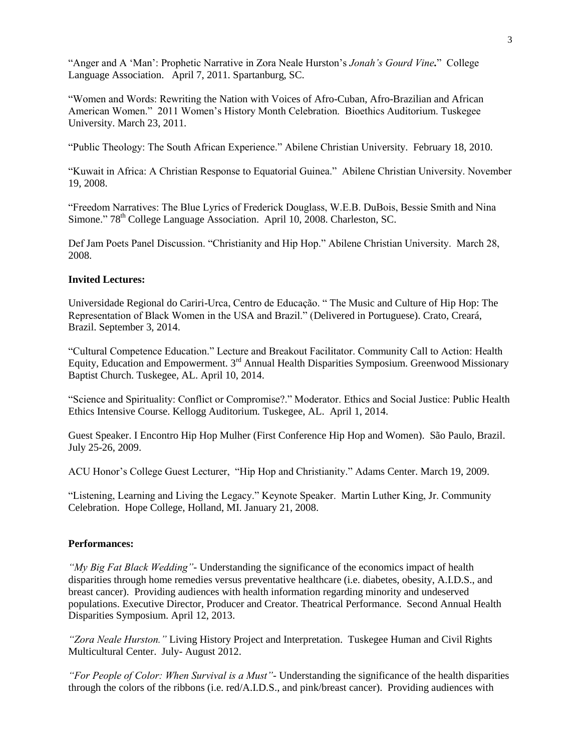"Anger and A 'Man': Prophetic Narrative in Zora Neale Hurston's *Jonah's Gourd Vine***.**" College Language Association. April 7, 2011. Spartanburg, SC.

"Women and Words: Rewriting the Nation with Voices of Afro-Cuban, Afro-Brazilian and African American Women." 2011 Women's History Month Celebration. Bioethics Auditorium. Tuskegee University. March 23, 2011.

"Public Theology: The South African Experience." Abilene Christian University. February 18, 2010.

"Kuwait in Africa: A Christian Response to Equatorial Guinea." Abilene Christian University. November 19, 2008.

"Freedom Narratives: The Blue Lyrics of Frederick Douglass, W.E.B. DuBois, Bessie Smith and Nina Simone." 78th College Language Association. April 10, 2008. Charleston, SC.

Def Jam Poets Panel Discussion. "Christianity and Hip Hop." Abilene Christian University. March 28, 2008.

**Invited Lectures:**

Universidade Regional do Cariri-Urca, Centro de Educação. " The Music and Culture of Hip Hop: The Representation of Black Women in the USA and Brazil." (Delivered in Portuguese). Crato, Creará, Brazil. September 3, 2014.

"Cultural Competence Education." Lecture and Breakout Facilitator. Community Call to Action: Health Equity, Education and Empowerment. 3rd Annual Health Disparities Symposium. Greenwood Missionary Baptist Church. Tuskegee, AL. April 10, 2014.

"Science and Spirituality: Conflict or Compromise?." Moderator. Ethics and Social Justice: Public Health Ethics Intensive Course. Kellogg Auditorium. Tuskegee, AL. April 1, 2014.

Guest Speaker. I Encontro Hip Hop Mulher (First Conference Hip Hop and Women). São Paulo, Brazil. July 25-26, 2009.

ACU Honor's College Guest Lecturer, "Hip Hop and Christianity." Adams Center. March 19, 2009.

"Listening, Learning and Living the Legacy." Keynote Speaker. Martin Luther King, Jr. Community Celebration. Hope College, Holland, MI. January 21, 2008.

**Performances:**

*"My Big Fat Black Wedding"*- Understanding the significance of the economics impact of health disparities through home remedies versus preventative healthcare (i.e. diabetes, obesity, A.I.D.S., and breast cancer). Providing audiences with health information regarding minority and undeserved populations. Executive Director, Producer and Creator. Theatrical Performance. Second Annual Health Disparities Symposium. April 12, 2013.

*"Zora Neale Hurston."* Living History Project and Interpretation. Tuskegee Human and Civil Rights Multicultural Center. July- August 2012.

*"For People of Color: When Survival is a Must"*- Understanding the significance of the health disparities through the colors of the ribbons (i.e. red/A.I.D.S., and pink/breast cancer). Providing audiences with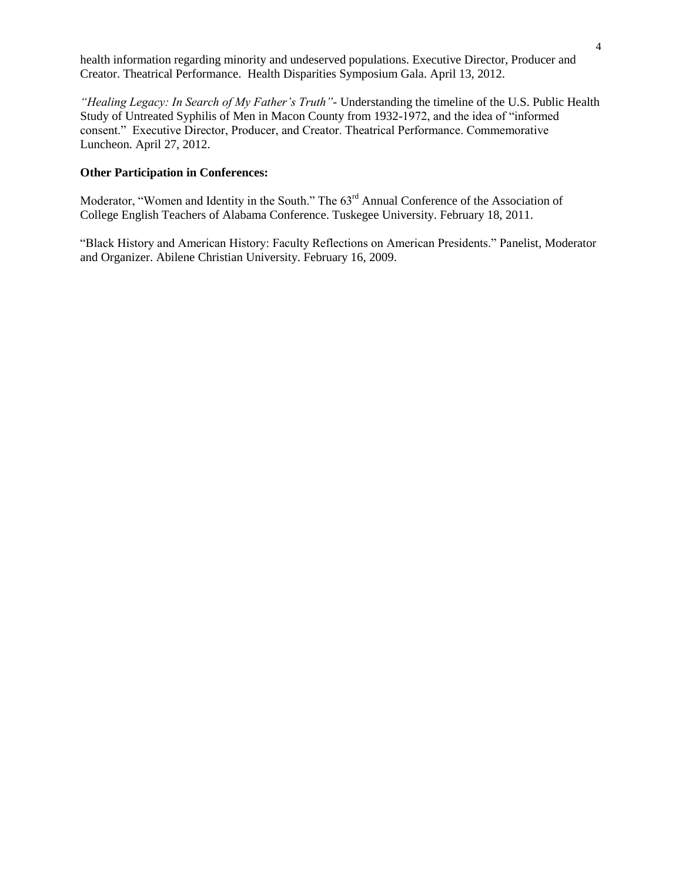health information regarding minority and undeserved populations. Executive Director, Producer and Creator. Theatrical Performance. Health Disparities Symposium Gala. April 13, 2012.

*"Healing Legacy: In Search of My Father's Truth"*- Understanding the timeline of the U.S. Public Health Study of Untreated Syphilis of Men in Macon County from 1932-1972, and the idea of "informed consent." Executive Director, Producer, and Creator. Theatrical Performance. Commemorative Luncheon. April 27, 2012.

**Other Participation in Conferences:**

Moderator, "Women and Identity in the South." The 63rd Annual Conference of the Association of College English Teachers of Alabama Conference. Tuskegee University. February 18, 2011.

"Black History and American History: Faculty Reflections on American Presidents." Panelist, Moderator and Organizer. Abilene Christian University. February 16, 2009.